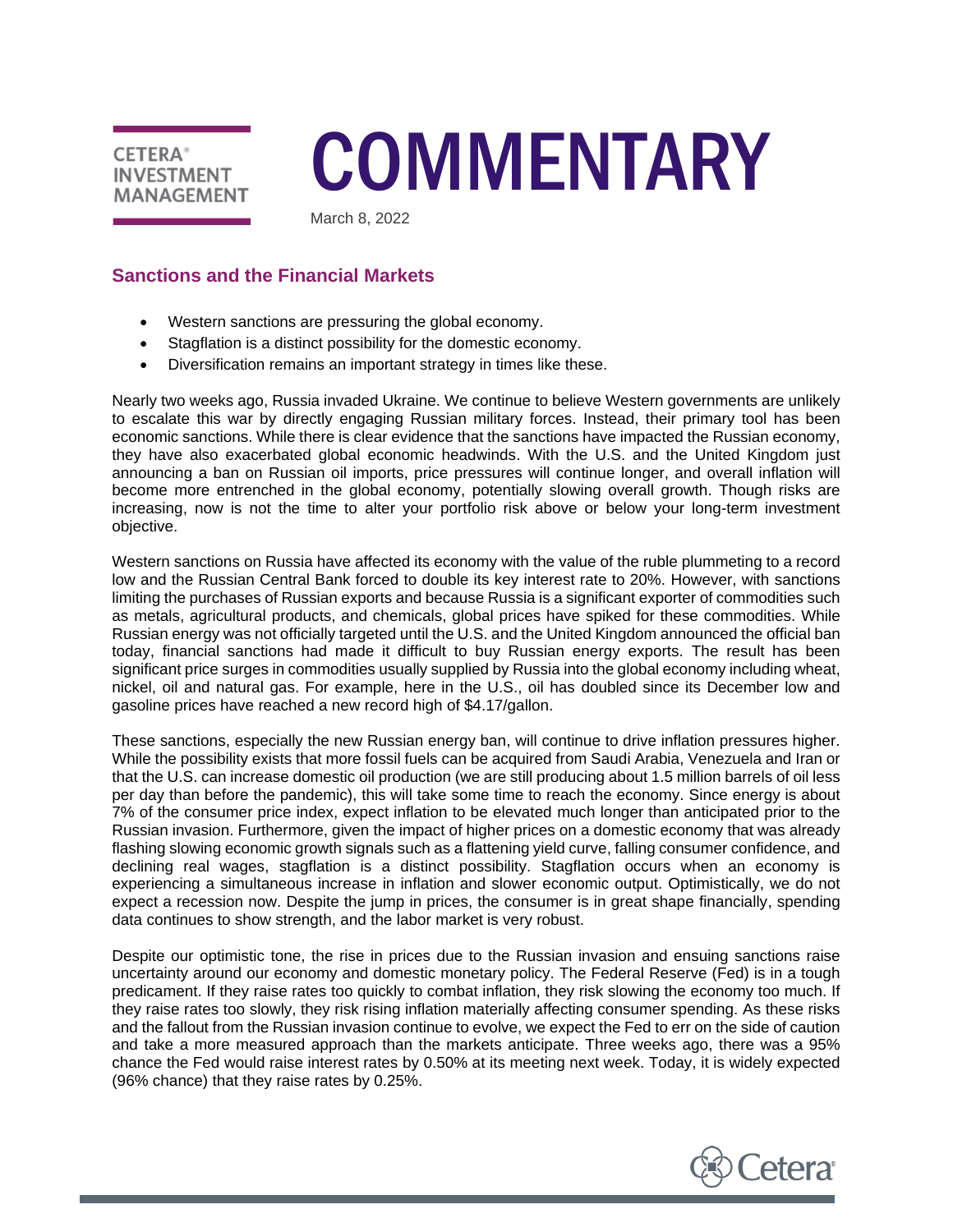CETERA® INVESTMENT MANAGEMENT

# COMMENTARY

March 8, 2022

## Sanctions and the Financial Markets

- Western sanctions are pressuring the global economy.
- Stagflation is a distinct possibility for the domestic economy.
- Diversification remains an important strategy in times like these.

Nearly two weeks ago, Russia invaded Ukraine. We continue to believe Western governments are unlikely to escalate this war by directly engaging Russian military forces. Instead, their primary tool has been economic sanctions. While there is clear evidence that the sanctions have impacted the Russian economy, they have also exacerbated global economic headwinds. With the U.S. and the United Kingdom just announcing a ban on Russian oil imports, price pressures will continue longer, and overall inflation will become more entrenched in the global economy, potentially slowing overall growth. Though risks are increasing, now is not the time to alter your portfolio risk above or below your long-term investment objective.

Western sanctions on Russia have affected its economy with the value of the ruble plummeting to a record low and the Russian Central Bank forced to double its key interest rate to 20%. However, with sanctions limiting the purchases of Russian exports and because Russia is a significant exporter of commodities such as metals, agricultural products, and chemicals, global prices have spiked for these commodities. While Russian energy was not officially targeted until the U.S. and the United Kingdom announced the official ban today, financial sanctions had made it difficult to buy Russian energy exports. The result has been significant price surges in commodities usually supplied by Russia into the global economy including wheat, nickel, oil and natural gas. For example, here in the U.S., oil has doubled since its December low and gasoline prices have reached a new record high of $4.17/gallon.

These sanctions, especially the new Russian energy ban, will continue to drive inflation pressures higher. While the possibility exists that more fossil fuels can be acquired from Saudi Arabia, Venezuela and Iran or that the U.S. can increase domestic oil production (we are still producing about 1.5 million barrels of oil less per day than before the pandemic), this will take some time to reach the economy. Since energy is about 7% of the consumer price index, expect inflation to be elevated much longer than anticipated prior to the Russian invasion. Furthermore, given the impact of higher prices on a domestic economy that was already flashing slowing economic growth signals such as a flattening yield curve, falling consumer confidence, and declining real wages, stagflation is a distinct possibility. Stagflation occurs when an economy is experiencing a simultaneous increase in inflation and slower economic output. Optimistically, we do not expect a recession now. Despite the jump in prices, the consumer is in great shape financially, spending data continues to show strength, and the labor market is very robust.

Despite our optimistic tone, the rise in prices due to the Russian invasion and ensuing sanctions raise uncertainty around our economy and domestic monetary policy. The Federal Reserve (Fed) is in a tough predicament. If they raise rates too quickly to combat inflation, they risk slowing the economy too much. If they raise rates too slowly, they risk rising inflation materially affecting consumer spending. As these risks and the fallout from the Russian invasion continue to evolve, we expect the Fed to err on the side of caution and take a more measured approach than the markets anticipate. Three weeks ago, there was a 95% chance the Fed would raise interest rates by 0.50% at its meeting next week. Today, it is widely expected (96% chance) that they raise rates by 0.25%.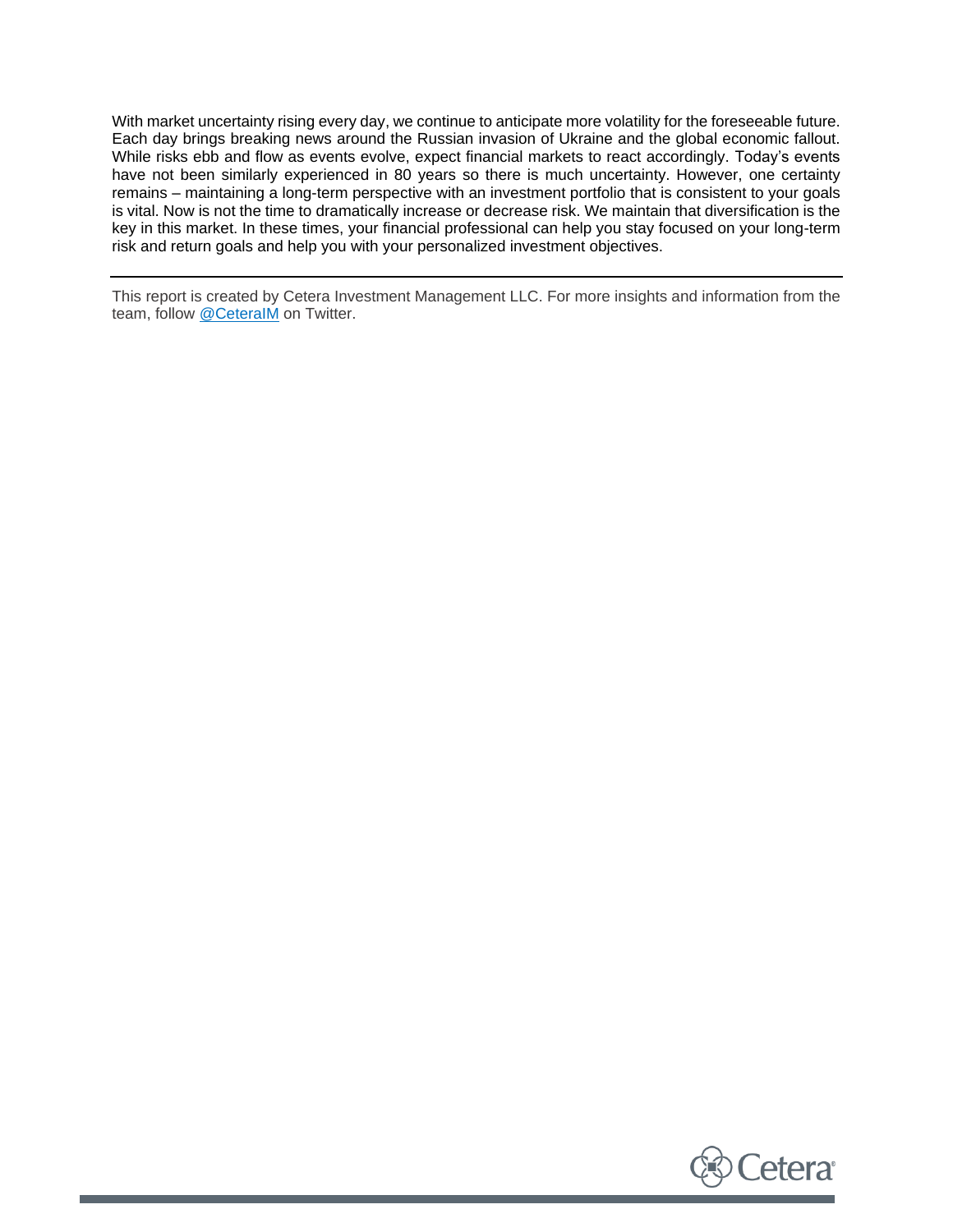With market uncertainty rising every day, we continue to anticipate more volatility for the foreseeable future. Each day brings breaking news around the Russian invasion of Ukraine and the global economic fallout. While risks ebb and flow as events evolve, expect financial markets to react accordingly. Today's events have not been similarly experienced in 80 years so there is much uncertainty. However, one certainty remains – maintaining a long-term perspective with an investment portfolio that is consistent to your goals is vital. Now is not the time to dramatically increase or decrease risk. We maintain that diversification is the key in this market. In these times, your financial professional can help you stay focused on your long-term risk and return goals and help you with your personalized investment objectives.

---

This report is created by Cetera Investment Management LLC. For more insights and information from the team, follow [@CeteraIM](https://twitter.com/CeteraIM) on Twitter.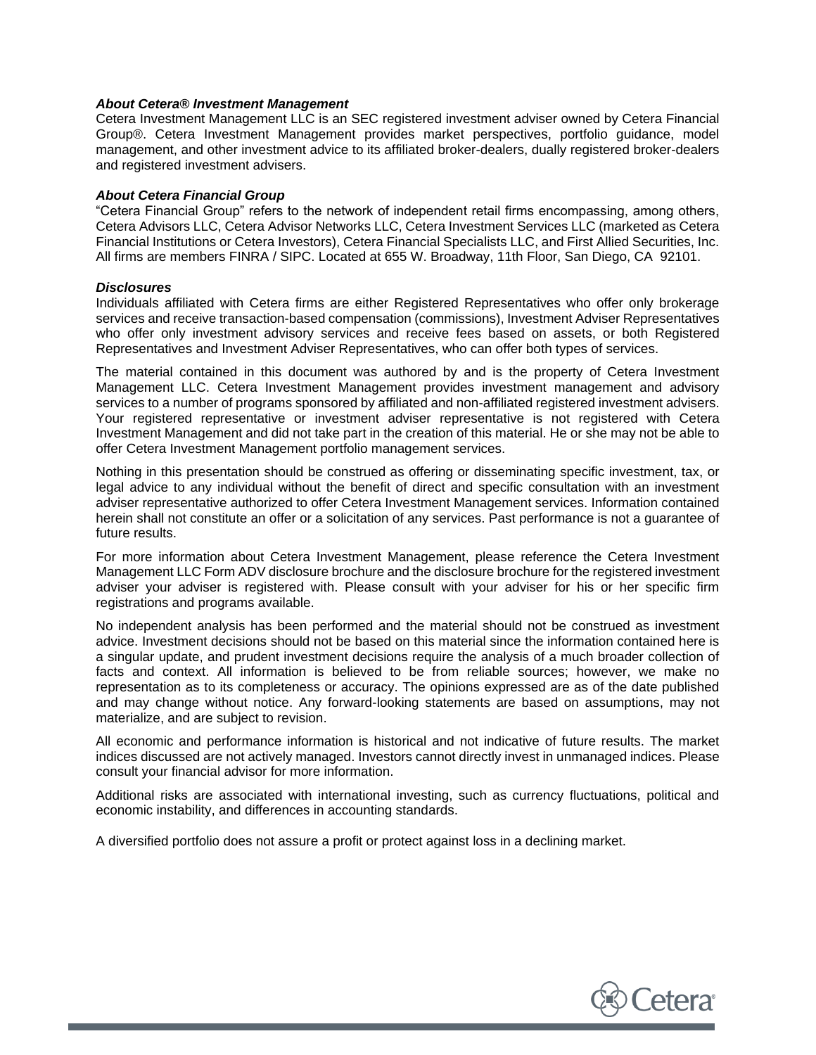***About Cetera® Investment Management***

Cetera Investment Management LLC is an SEC registered investment adviser owned by Cetera Financial Group®. Cetera Investment Management provides market perspectives, portfolio guidance, model management, and other investment advice to its affiliated broker-dealers, dually registered broker-dealers and registered investment advisers.

***About Cetera Financial Group***

"Cetera Financial Group" refers to the network of independent retail firms encompassing, among others, Cetera Advisors LLC, Cetera Advisor Networks LLC, Cetera Investment Services LLC (marketed as Cetera Financial Institutions or Cetera Investors), Cetera Financial Specialists LLC, and First Allied Securities, Inc. All firms are members FINRA / SIPC. Located at 655 W. Broadway, 11th Floor, San Diego, CA 92101.

***Disclosures***

Individuals affiliated with Cetera firms are either Registered Representatives who offer only brokerage services and receive transaction-based compensation (commissions), Investment Adviser Representatives who offer only investment advisory services and receive fees based on assets, or both Registered Representatives and Investment Adviser Representatives, who can offer both types of services.

The material contained in this document was authored by and is the property of Cetera Investment Management LLC. Cetera Investment Management provides investment management and advisory services to a number of programs sponsored by affiliated and non-affiliated registered investment advisers. Your registered representative or investment adviser representative is not registered with Cetera Investment Management and did not take part in the creation of this material. He or she may not be able to offer Cetera Investment Management portfolio management services.

Nothing in this presentation should be construed as offering or disseminating specific investment, tax, or legal advice to any individual without the benefit of direct and specific consultation with an investment adviser representative authorized to offer Cetera Investment Management services. Information contained herein shall not constitute an offer or a solicitation of any services. Past performance is not a guarantee of future results.

For more information about Cetera Investment Management, please reference the Cetera Investment Management LLC Form ADV disclosure brochure and the disclosure brochure for the registered investment adviser your adviser is registered with. Please consult with your adviser for his or her specific firm registrations and programs available.

No independent analysis has been performed and the material should not be construed as investment advice. Investment decisions should not be based on this material since the information contained here is a singular update, and prudent investment decisions require the analysis of a much broader collection of facts and context. All information is believed to be from reliable sources; however, we make no representation as to its completeness or accuracy. The opinions expressed are as of the date published and may change without notice. Any forward-looking statements are based on assumptions, may not materialize, and are subject to revision.

All economic and performance information is historical and not indicative of future results. The market indices discussed are not actively managed. Investors cannot directly invest in unmanaged indices. Please consult your financial advisor for more information.

Additional risks are associated with international investing, such as currency fluctuations, political and economic instability, and differences in accounting standards.

A diversified portfolio does not assure a profit or protect against loss in a declining market.